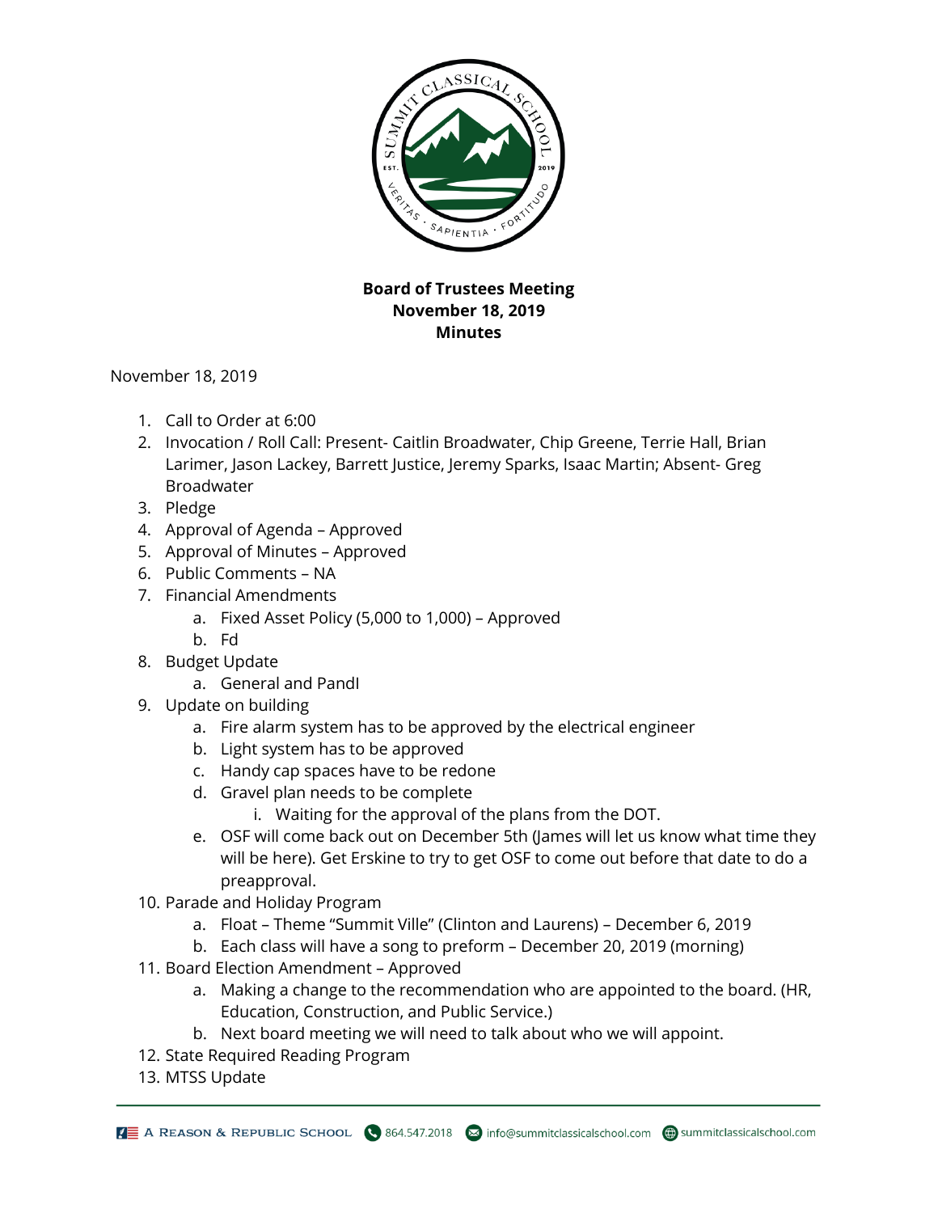**Board of Trustees Meeting**
**November 18, 2019**
**Minutes**

November 18, 2019

1. Call to Order at 6:00
2. Invocation / Roll Call: Present- Caitlin Broadwater, Chip Greene, Terrie Hall, Brian Larimer, Jason Lackey, Barrett Justice, Jeremy Sparks, Isaac Martin; Absent- Greg Broadwater
3. Pledge
4. Approval of Agenda – Approved
5. Approval of Minutes – Approved
6. Public Comments – NA
7. Financial Amendments
    a. Fixed Asset Policy (5,000 to 1,000) – Approved
    b. Fd
8. Budget Update
    a. General and Pandl
9. Update on building
    a. Fire alarm system has to be approved by the electrical engineer
    b. Light system has to be approved
    c. Handy cap spaces have to be redone
    d. Gravel plan needs to be complete
        i. Waiting for the approval of the plans from the DOT.
    e. OSF will come back out on December 5th (James will let us know what time they will be here). Get Erskine to try to get OSF to come out before that date to do a preapproval.
10. Parade and Holiday Program
    a. Float – Theme "Summit Ville" (Clinton and Laurens) – December 6, 2019
    b. Each class will have a song to preform – December 20, 2019 (morning)
11. Board Election Amendment – Approved
    a. Making a change to the recommendation who are appointed to the board. (HR, Education, Construction, and Public Service.)
    b. Next board meeting we will need to talk about who we will appoint.
12. State Required Reading Program
13. MTSS Update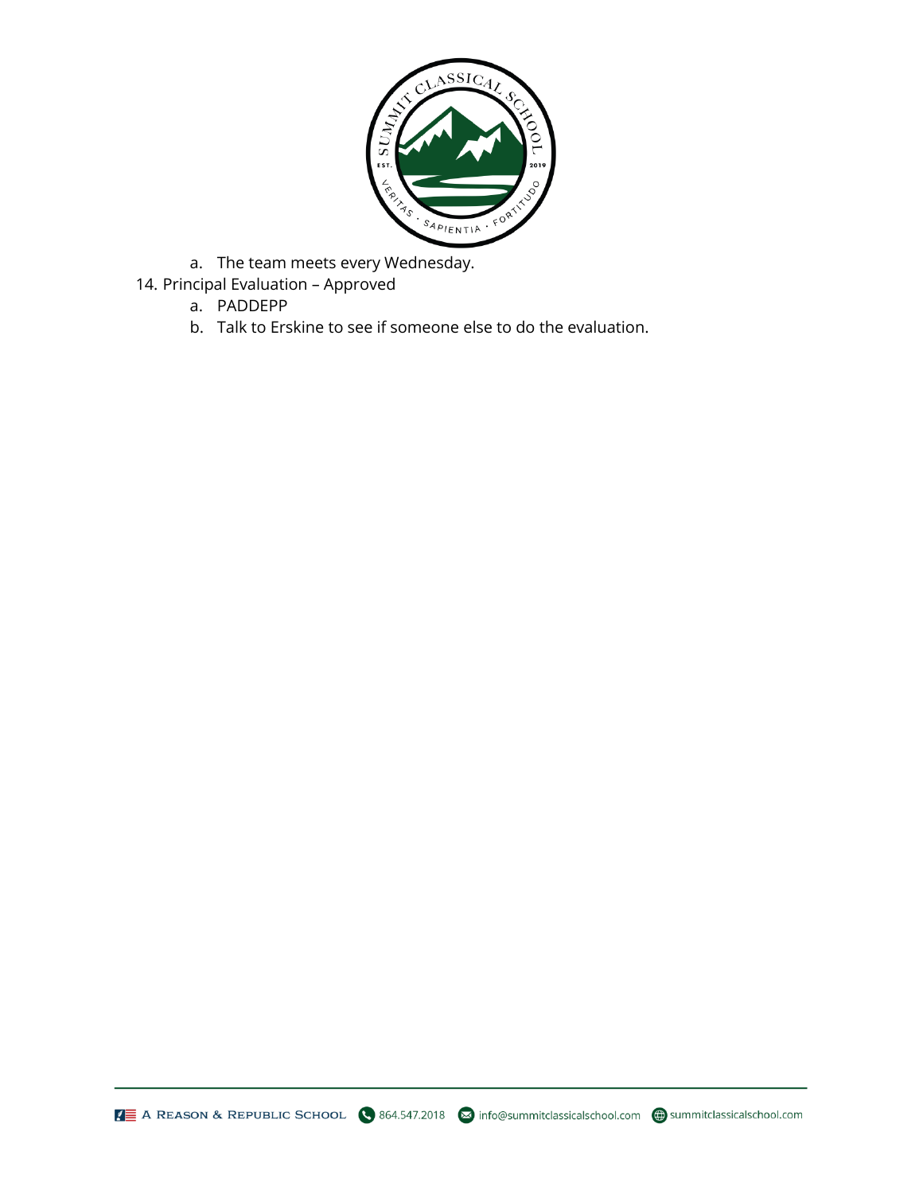a. The team meets every Wednesday.

14. Principal Evaluation – Approved
    a. PADDEPP
    b. Talk to Erskine to see if someone else to do the evaluation.